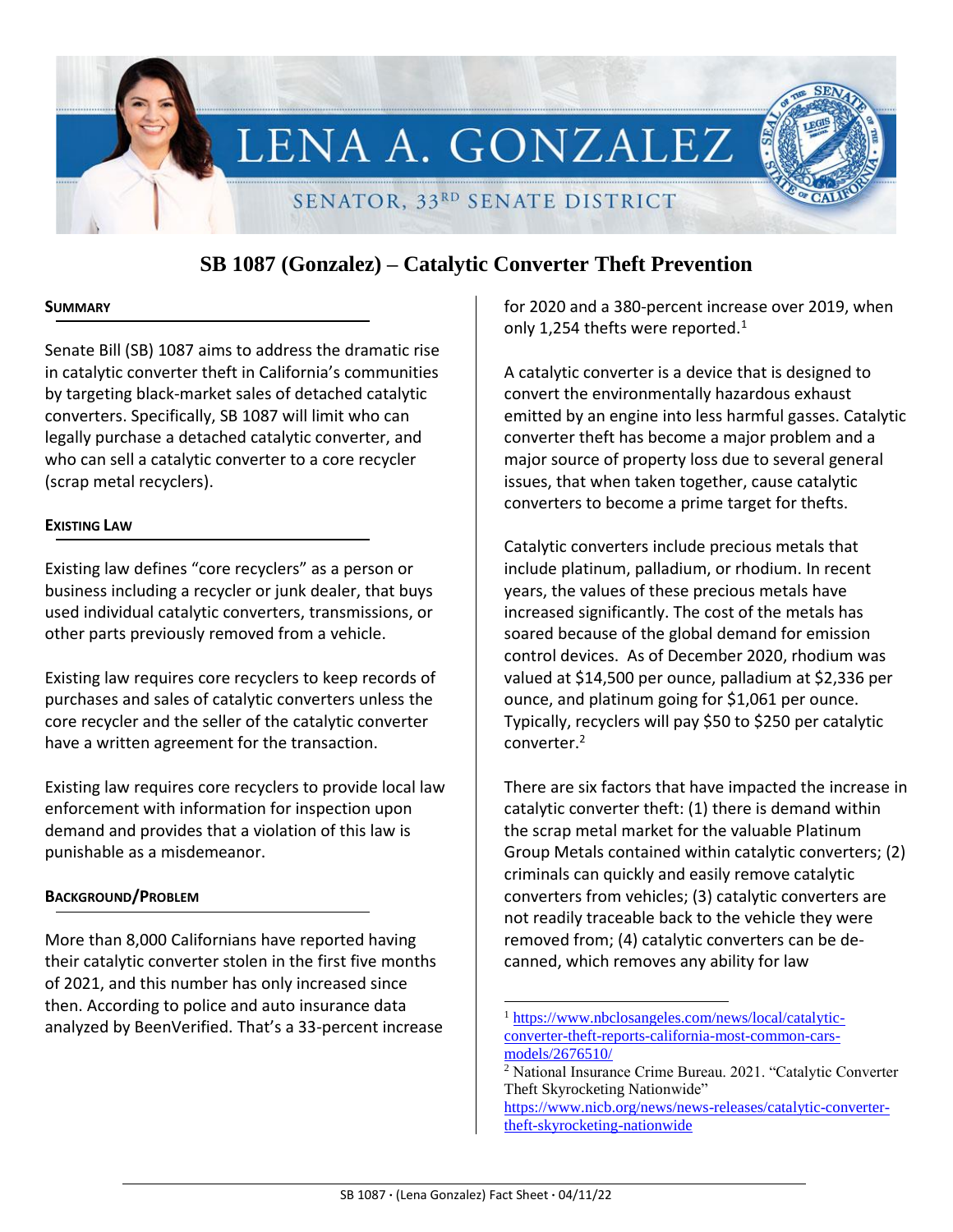# LENA A. GONZALEZ

SENATOR, 33[RD] SENATE DISTRICT

## SB 1087 (Gonzalez) – Catalytic Converter Theft Prevention

### SUMMARY

Senate Bill (SB) 1087 aims to address the dramatic rise in catalytic converter theft in California's communities by targeting black-market sales of detached catalytic converters. Specifically, SB 1087 will limit who can legally purchase a detached catalytic converter, and who can sell a catalytic converter to a core recycler (scrap metal recyclers).

### EXISTING LAW

Existing law defines "core recyclers" as a person or business including a recycler or junk dealer, that buys used individual catalytic converters, transmissions, or other parts previously removed from a vehicle.

Existing law requires core recyclers to keep records of purchases and sales of catalytic converters unless the core recycler and the seller of the catalytic converter have a written agreement for the transaction.

Existing law requires core recyclers to provide local law enforcement with information for inspection upon demand and provides that a violation of this law is punishable as a misdemeanor.

### BACKGROUND/PROBLEM

More than 8,000 Californians have reported having their catalytic converter stolen in the first five months of 2021, and this number has only increased since then. According to police and auto insurance data analyzed by BeenVerified. That's a 33-percent increase for 2020 and a 380-percent increase over 2019, when only 1,254 thefts were reported.[1]

A catalytic converter is a device that is designed to convert the environmentally hazardous exhaust emitted by an engine into less harmful gasses. Catalytic converter theft has become a major problem and a major source of property loss due to several general issues, that when taken together, cause catalytic converters to become a prime target for thefts.

Catalytic converters include precious metals that include platinum, palladium, or rhodium. In recent years, the values of these precious metals have increased significantly. The cost of the metals has soared because of the global demand for emission control devices. As of December 2020, rhodium was valued at $14,500 per ounce, palladium at $2,336 per ounce, and platinum going for $1,061 per ounce. Typically, recyclers will pay $50 to $250 per catalytic converter.[2]

There are six factors that have impacted the increase in catalytic converter theft: (1) there is demand within the scrap metal market for the valuable Platinum Group Metals contained within catalytic converters; (2) criminals can quickly and easily remove catalytic converters from vehicles; (3) catalytic converters are not readily traceable back to the vehicle they were removed from; (4) catalytic converters can be de-canned, which removes any ability for law

---

[1] https://www.nbclosangeles.com/news/local/catalytic-converter-theft-reports-california-most-common-cars-models/2676510/

[2] National Insurance Crime Bureau. 2021. "Catalytic Converter Theft Skyrocketing Nationwide" https://www.nicb.org/news/news-releases/catalytic-converter-theft-skyrocketing-nationwide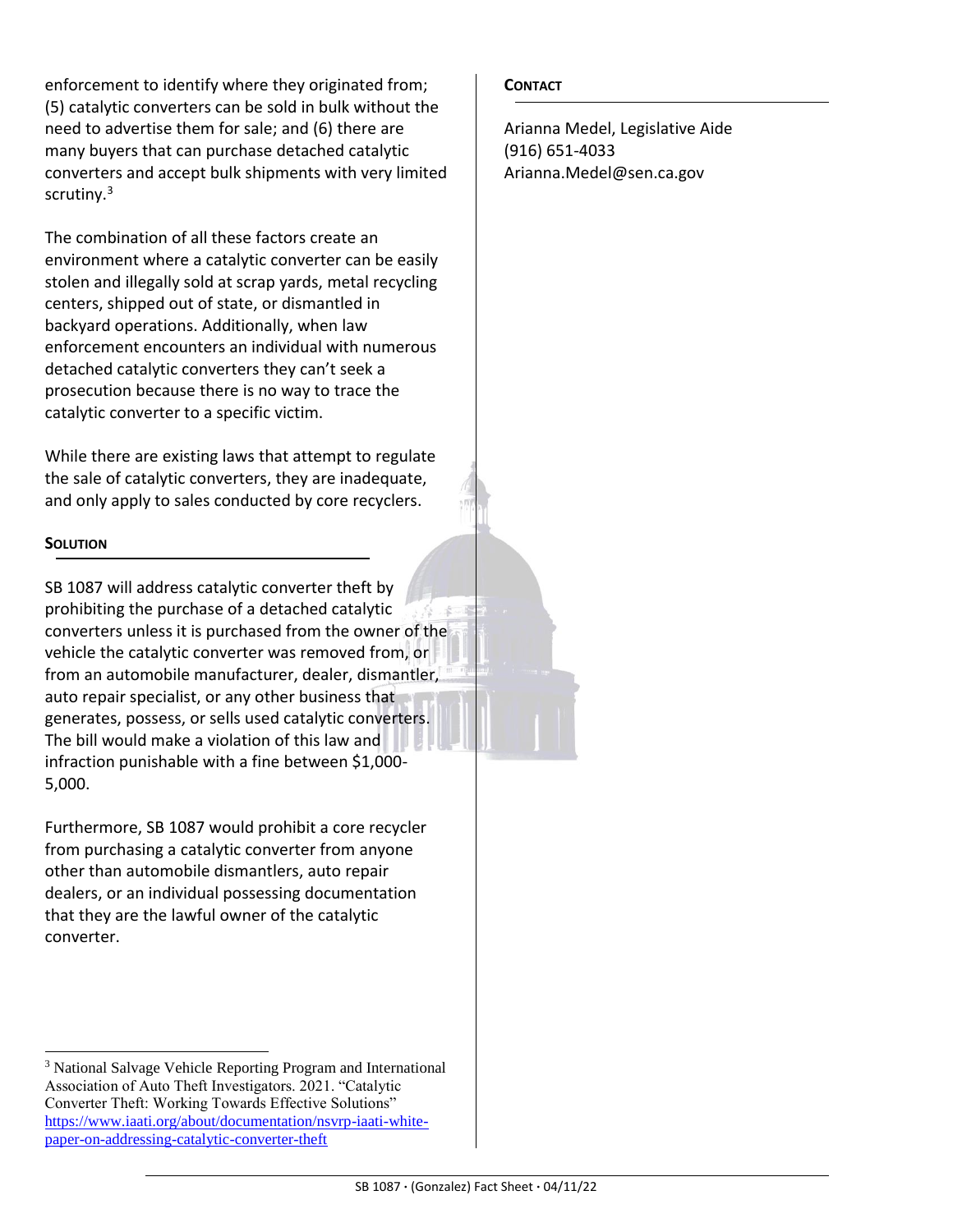enforcement to identify where they originated from; (5) catalytic converters can be sold in bulk without the need to advertise them for sale; and (6) there are many buyers that can purchase detached catalytic converters and accept bulk shipments with very limited scrutiny.[3]

The combination of all these factors create an environment where a catalytic converter can be easily stolen and illegally sold at scrap yards, metal recycling centers, shipped out of state, or dismantled in backyard operations. Additionally, when law enforcement encounters an individual with numerous detached catalytic converters they can't seek a prosecution because there is no way to trace the catalytic converter to a specific victim.

While there are existing laws that attempt to regulate the sale of catalytic converters, they are inadequate, and only apply to sales conducted by core recyclers.

## SOLUTION

SB 1087 will address catalytic converter theft by prohibiting the purchase of a detached catalytic converters unless it is purchased from the owner of the vehicle the catalytic converter was removed from, or from an automobile manufacturer, dealer, dismantler, auto repair specialist, or any other business that generates, possess, or sells used catalytic converters. The bill would make a violation of this law and infraction punishable with a fine between $1,000-5,000.

Furthermore, SB 1087 would prohibit a core recycler from purchasing a catalytic converter from anyone other than automobile dismantlers, auto repair dealers, or an individual possessing documentation that they are the lawful owner of the catalytic converter.

## CONTACT

Arianna Medel, Legislative Aide
(916) 651-4033
Arianna.Medel@sen.ca.gov

---

[3] National Salvage Vehicle Reporting Program and International Association of Auto Theft Investigators. 2021. "Catalytic Converter Theft: Working Towards Effective Solutions" https://www.iaati.org/about/documentation/nsvrp-iaati-white-paper-on-addressing-catalytic-converter-theft